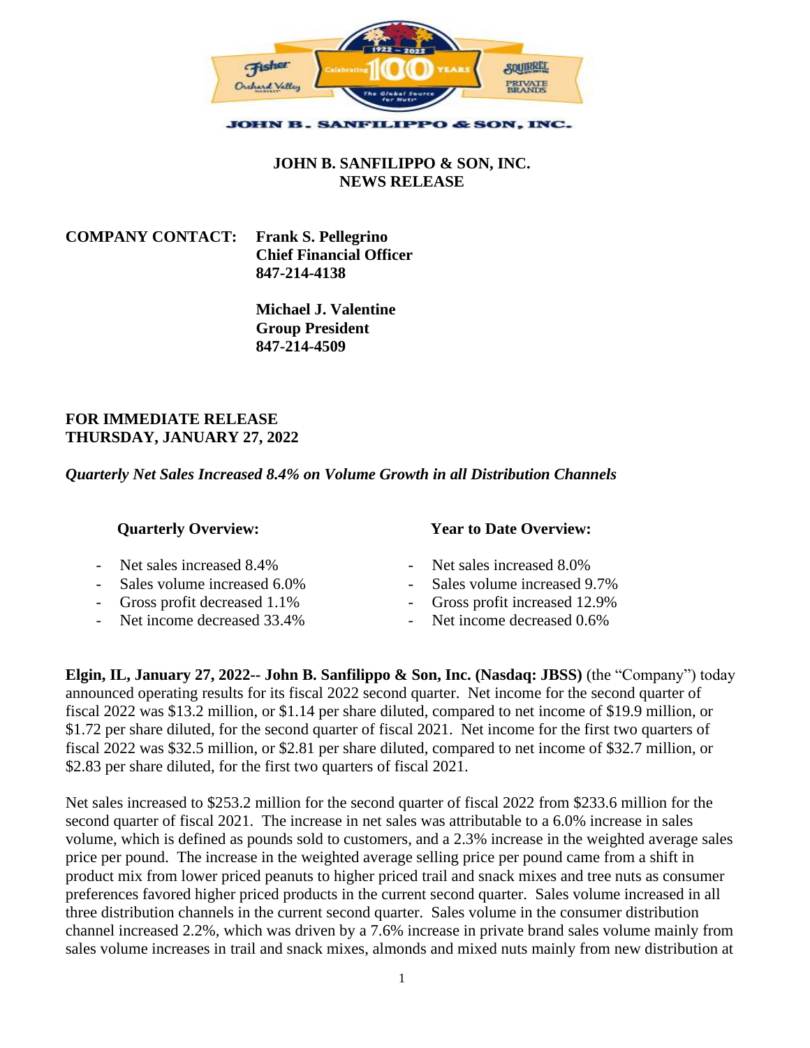JOHN B. SANFILIPPO & SON, INC.

# JOHN B. SANFILIPPO & SON, INC.
## NEWS RELEASE

**COMPANY CONTACT:** **Frank S. Pellegrino**
**Chief Financial Officer**
**847-214-4138**

**Michael J. Valentine**
**Group President**
**847-214-4509**

**FOR IMMEDIATE RELEASE**
**THURSDAY, JANUARY 27, 2022**

***Quarterly Net Sales Increased 8.4% on Volume Growth in all Distribution Channels***

**Quarterly Overview:**

- Net sales increased 8.4%
- Sales volume increased 6.0%
- Gross profit decreased 1.1%
- Net income decreased 33.4%

**Year to Date Overview:**

- Net sales increased 8.0%
- Sales volume increased 9.7%
- Gross profit increased 12.9%
- Net income decreased 0.6%

**Elgin, IL, January 27, 2022-- John B. Sanfilippo & Son, Inc. (Nasdaq: JBSS)** (the "Company") today announced operating results for its fiscal 2022 second quarter. Net income for the second quarter of fiscal 2022 was $13.2 million, or $1.14 per share diluted, compared to net income of $19.9 million, or $1.72 per share diluted, for the second quarter of fiscal 2021. Net income for the first two quarters of fiscal 2022 was $32.5 million, or $2.81 per share diluted, compared to net income of $32.7 million, or $2.83 per share diluted, for the first two quarters of fiscal 2021.

Net sales increased to $253.2 million for the second quarter of fiscal 2022 from $233.6 million for the second quarter of fiscal 2021. The increase in net sales was attributable to a 6.0% increase in sales volume, which is defined as pounds sold to customers, and a 2.3% increase in the weighted average sales price per pound. The increase in the weighted average selling price per pound came from a shift in product mix from lower priced peanuts to higher priced trail and snack mixes and tree nuts as consumer preferences favored higher priced products in the current second quarter. Sales volume increased in all three distribution channels in the current second quarter. Sales volume in the consumer distribution channel increased 2.2%, which was driven by a 7.6% increase in private brand sales volume mainly from sales volume increases in trail and snack mixes, almonds and mixed nuts mainly from new distribution at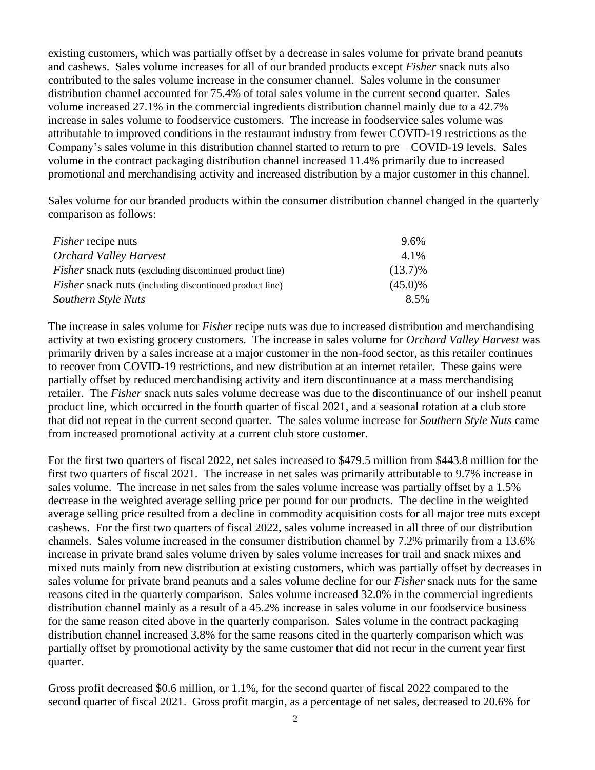existing customers, which was partially offset by a decrease in sales volume for private brand peanuts and cashews. Sales volume increases for all of our branded products except *Fisher* snack nuts also contributed to the sales volume increase in the consumer channel. Sales volume in the consumer distribution channel accounted for 75.4% of total sales volume in the current second quarter. Sales volume increased 27.1% in the commercial ingredients distribution channel mainly due to a 42.7% increase in sales volume to foodservice customers. The increase in foodservice sales volume was attributable to improved conditions in the restaurant industry from fewer COVID-19 restrictions as the Company's sales volume in this distribution channel started to return to pre – COVID-19 levels. Sales volume in the contract packaging distribution channel increased 11.4% primarily due to increased promotional and merchandising activity and increased distribution by a major customer in this channel.

Sales volume for our branded products within the consumer distribution channel changed in the quarterly comparison as follows:

| | |
|---|---|
| *Fisher* recipe nuts | 9.6% |
| *Orchard Valley Harvest* | 4.1% |
| *Fisher* snack nuts (excluding discontinued product line) | (13.7)% |
| *Fisher* snack nuts (including discontinued product line) | (45.0)% |
| *Southern Style Nuts* | 8.5% |

The increase in sales volume for *Fisher* recipe nuts was due to increased distribution and merchandising activity at two existing grocery customers. The increase in sales volume for *Orchard Valley Harvest* was primarily driven by a sales increase at a major customer in the non-food sector, as this retailer continues to recover from COVID-19 restrictions, and new distribution at an internet retailer. These gains were partially offset by reduced merchandising activity and item discontinuance at a mass merchandising retailer. The *Fisher* snack nuts sales volume decrease was due to the discontinuance of our inshell peanut product line, which occurred in the fourth quarter of fiscal 2021, and a seasonal rotation at a club store that did not repeat in the current second quarter. The sales volume increase for *Southern Style Nuts* came from increased promotional activity at a current club store customer.

For the first two quarters of fiscal 2022, net sales increased to $479.5 million from $443.8 million for the first two quarters of fiscal 2021. The increase in net sales was primarily attributable to 9.7% increase in sales volume. The increase in net sales from the sales volume increase was partially offset by a 1.5% decrease in the weighted average selling price per pound for our products. The decline in the weighted average selling price resulted from a decline in commodity acquisition costs for all major tree nuts except cashews. For the first two quarters of fiscal 2022, sales volume increased in all three of our distribution channels. Sales volume increased in the consumer distribution channel by 7.2% primarily from a 13.6% increase in private brand sales volume driven by sales volume increases for trail and snack mixes and mixed nuts mainly from new distribution at existing customers, which was partially offset by decreases in sales volume for private brand peanuts and a sales volume decline for our *Fisher* snack nuts for the same reasons cited in the quarterly comparison. Sales volume increased 32.0% in the commercial ingredients distribution channel mainly as a result of a 45.2% increase in sales volume in our foodservice business for the same reason cited above in the quarterly comparison. Sales volume in the contract packaging distribution channel increased 3.8% for the same reasons cited in the quarterly comparison which was partially offset by promotional activity by the same customer that did not recur in the current year first quarter.

Gross profit decreased $0.6 million, or 1.1%, for the second quarter of fiscal 2022 compared to the second quarter of fiscal 2021. Gross profit margin, as a percentage of net sales, decreased to 20.6% for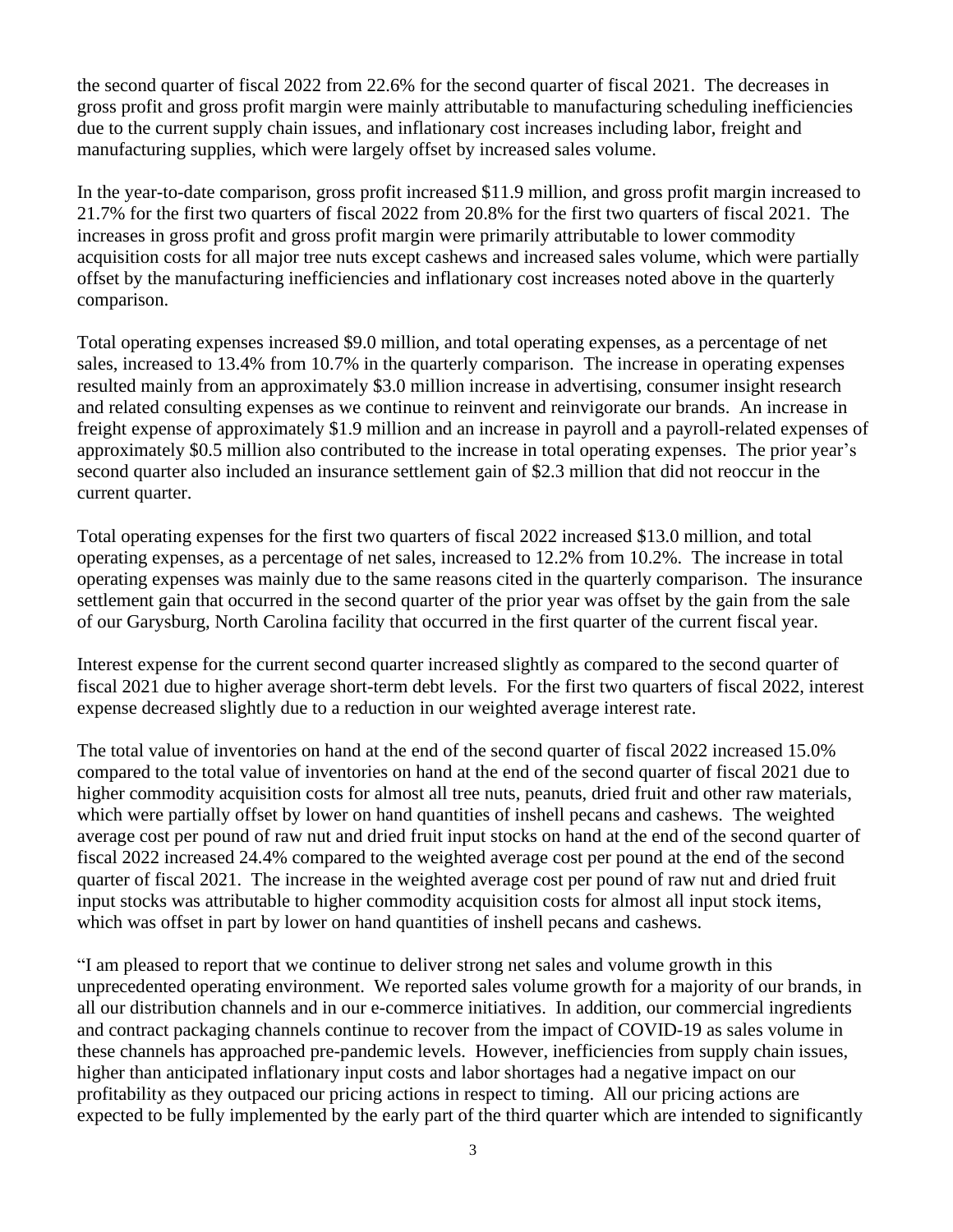the second quarter of fiscal 2022 from 22.6% for the second quarter of fiscal 2021. The decreases in gross profit and gross profit margin were mainly attributable to manufacturing scheduling inefficiencies due to the current supply chain issues, and inflationary cost increases including labor, freight and manufacturing supplies, which were largely offset by increased sales volume.

In the year-to-date comparison, gross profit increased $11.9 million, and gross profit margin increased to 21.7% for the first two quarters of fiscal 2022 from 20.8% for the first two quarters of fiscal 2021. The increases in gross profit and gross profit margin were primarily attributable to lower commodity acquisition costs for all major tree nuts except cashews and increased sales volume, which were partially offset by the manufacturing inefficiencies and inflationary cost increases noted above in the quarterly comparison.

Total operating expenses increased $9.0 million, and total operating expenses, as a percentage of net sales, increased to 13.4% from 10.7% in the quarterly comparison. The increase in operating expenses resulted mainly from an approximately $3.0 million increase in advertising, consumer insight research and related consulting expenses as we continue to reinvent and reinvigorate our brands. An increase in freight expense of approximately $1.9 million and an increase in payroll and a payroll-related expenses of approximately $0.5 million also contributed to the increase in total operating expenses. The prior year's second quarter also included an insurance settlement gain of $2.3 million that did not reoccur in the current quarter.

Total operating expenses for the first two quarters of fiscal 2022 increased $13.0 million, and total operating expenses, as a percentage of net sales, increased to 12.2% from 10.2%. The increase in total operating expenses was mainly due to the same reasons cited in the quarterly comparison. The insurance settlement gain that occurred in the second quarter of the prior year was offset by the gain from the sale of our Garysburg, North Carolina facility that occurred in the first quarter of the current fiscal year.

Interest expense for the current second quarter increased slightly as compared to the second quarter of fiscal 2021 due to higher average short-term debt levels. For the first two quarters of fiscal 2022, interest expense decreased slightly due to a reduction in our weighted average interest rate.

The total value of inventories on hand at the end of the second quarter of fiscal 2022 increased 15.0% compared to the total value of inventories on hand at the end of the second quarter of fiscal 2021 due to higher commodity acquisition costs for almost all tree nuts, peanuts, dried fruit and other raw materials, which were partially offset by lower on hand quantities of inshell pecans and cashews. The weighted average cost per pound of raw nut and dried fruit input stocks on hand at the end of the second quarter of fiscal 2022 increased 24.4% compared to the weighted average cost per pound at the end of the second quarter of fiscal 2021. The increase in the weighted average cost per pound of raw nut and dried fruit input stocks was attributable to higher commodity acquisition costs for almost all input stock items, which was offset in part by lower on hand quantities of inshell pecans and cashews.

"I am pleased to report that we continue to deliver strong net sales and volume growth in this unprecedented operating environment. We reported sales volume growth for a majority of our brands, in all our distribution channels and in our e-commerce initiatives. In addition, our commercial ingredients and contract packaging channels continue to recover from the impact of COVID-19 as sales volume in these channels has approached pre-pandemic levels. However, inefficiencies from supply chain issues, higher than anticipated inflationary input costs and labor shortages had a negative impact on our profitability as they outpaced our pricing actions in respect to timing. All our pricing actions are expected to be fully implemented by the early part of the third quarter which are intended to significantly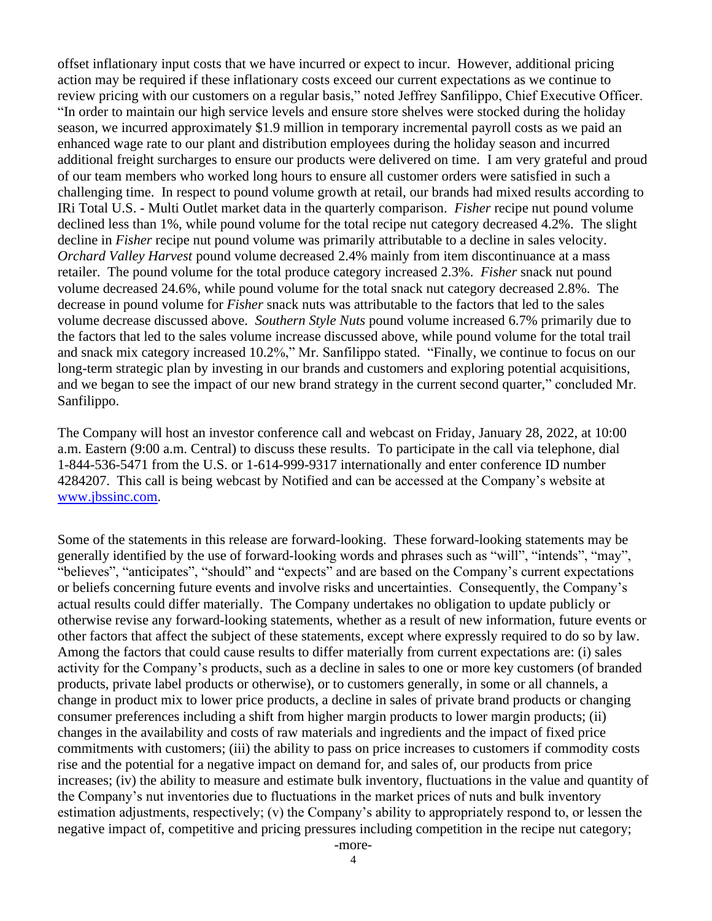offset inflationary input costs that we have incurred or expect to incur. However, additional pricing action may be required if these inflationary costs exceed our current expectations as we continue to review pricing with our customers on a regular basis," noted Jeffrey Sanfilippo, Chief Executive Officer. "In order to maintain our high service levels and ensure store shelves were stocked during the holiday season, we incurred approximately $1.9 million in temporary incremental payroll costs as we paid an enhanced wage rate to our plant and distribution employees during the holiday season and incurred additional freight surcharges to ensure our products were delivered on time. I am very grateful and proud of our team members who worked long hours to ensure all customer orders were satisfied in such a challenging time. In respect to pound volume growth at retail, our brands had mixed results according to IRi Total U.S. - Multi Outlet market data in the quarterly comparison. *Fisher* recipe nut pound volume declined less than 1%, while pound volume for the total recipe nut category decreased 4.2%. The slight decline in *Fisher* recipe nut pound volume was primarily attributable to a decline in sales velocity. *Orchard Valley Harvest* pound volume decreased 2.4% mainly from item discontinuance at a mass retailer. The pound volume for the total produce category increased 2.3%. *Fisher* snack nut pound volume decreased 24.6%, while pound volume for the total snack nut category decreased 2.8%. The decrease in pound volume for *Fisher* snack nuts was attributable to the factors that led to the sales volume decrease discussed above. *Southern Style Nuts* pound volume increased 6.7% primarily due to the factors that led to the sales volume increase discussed above, while pound volume for the total trail and snack mix category increased 10.2%," Mr. Sanfilippo stated. "Finally, we continue to focus on our long-term strategic plan by investing in our brands and customers and exploring potential acquisitions, and we began to see the impact of our new brand strategy in the current second quarter," concluded Mr. Sanfilippo.

The Company will host an investor conference call and webcast on Friday, January 28, 2022, at 10:00 a.m. Eastern (9:00 a.m. Central) to discuss these results. To participate in the call via telephone, dial 1-844-536-5471 from the U.S. or 1-614-999-9317 internationally and enter conference ID number 4284207. This call is being webcast by Notified and can be accessed at the Company's website at [www.jbssinc.com](http://www.jbssinc.com).

Some of the statements in this release are forward-looking. These forward-looking statements may be generally identified by the use of forward-looking words and phrases such as "will", "intends", "may", "believes", "anticipates", "should" and "expects" and are based on the Company's current expectations or beliefs concerning future events and involve risks and uncertainties. Consequently, the Company's actual results could differ materially. The Company undertakes no obligation to update publicly or otherwise revise any forward-looking statements, whether as a result of new information, future events or other factors that affect the subject of these statements, except where expressly required to do so by law. Among the factors that could cause results to differ materially from current expectations are: (i) sales activity for the Company's products, such as a decline in sales to one or more key customers (of branded products, private label products or otherwise), or to customers generally, in some or all channels, a change in product mix to lower price products, a decline in sales of private brand products or changing consumer preferences including a shift from higher margin products to lower margin products; (ii) changes in the availability and costs of raw materials and ingredients and the impact of fixed price commitments with customers; (iii) the ability to pass on price increases to customers if commodity costs rise and the potential for a negative impact on demand for, and sales of, our products from price increases; (iv) the ability to measure and estimate bulk inventory, fluctuations in the value and quantity of the Company's nut inventories due to fluctuations in the market prices of nuts and bulk inventory estimation adjustments, respectively; (v) the Company's ability to appropriately respond to, or lessen the negative impact of, competitive and pricing pressures including competition in the recipe nut category;

-more-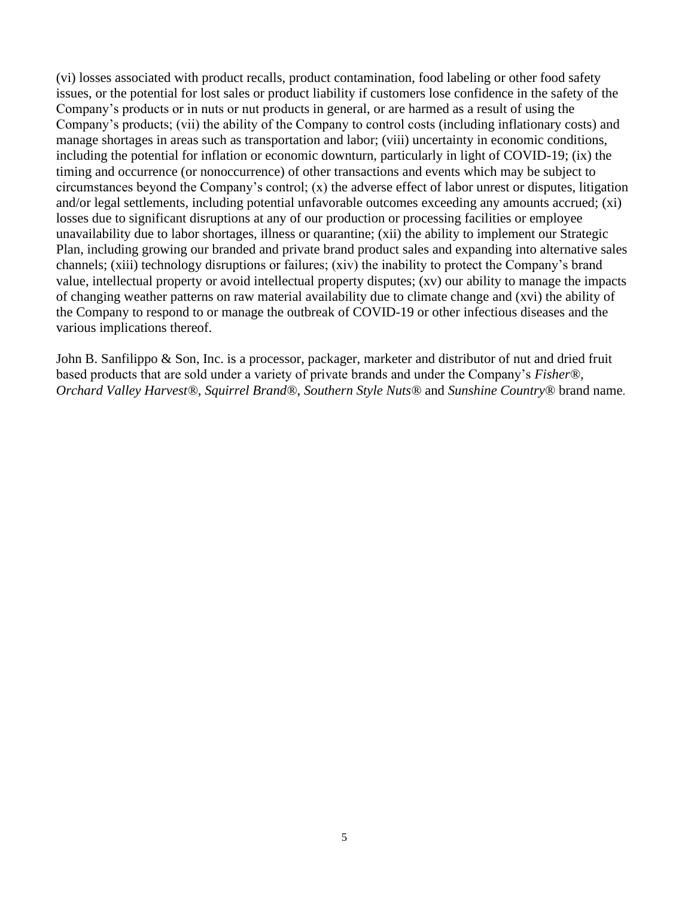(vi) losses associated with product recalls, product contamination, food labeling or other food safety issues, or the potential for lost sales or product liability if customers lose confidence in the safety of the Company's products or in nuts or nut products in general, or are harmed as a result of using the Company's products; (vii) the ability of the Company to control costs (including inflationary costs) and manage shortages in areas such as transportation and labor; (viii) uncertainty in economic conditions, including the potential for inflation or economic downturn, particularly in light of COVID-19; (ix) the timing and occurrence (or nonoccurrence) of other transactions and events which may be subject to circumstances beyond the Company's control; (x) the adverse effect of labor unrest or disputes, litigation and/or legal settlements, including potential unfavorable outcomes exceeding any amounts accrued; (xi) losses due to significant disruptions at any of our production or processing facilities or employee unavailability due to labor shortages, illness or quarantine; (xii) the ability to implement our Strategic Plan, including growing our branded and private brand product sales and expanding into alternative sales channels; (xiii) technology disruptions or failures; (xiv) the inability to protect the Company's brand value, intellectual property or avoid intellectual property disputes; (xv) our ability to manage the impacts of changing weather patterns on raw material availability due to climate change and (xvi) the ability of the Company to respond to or manage the outbreak of COVID-19 or other infectious diseases and the various implications thereof.

John B. Sanfilippo & Son, Inc. is a processor, packager, marketer and distributor of nut and dried fruit based products that are sold under a variety of private brands and under the Company's *Fisher®*, *Orchard Valley Harvest®*, *Squirrel Brand®*, *Southern Style Nuts®* and *Sunshine Country®* brand name.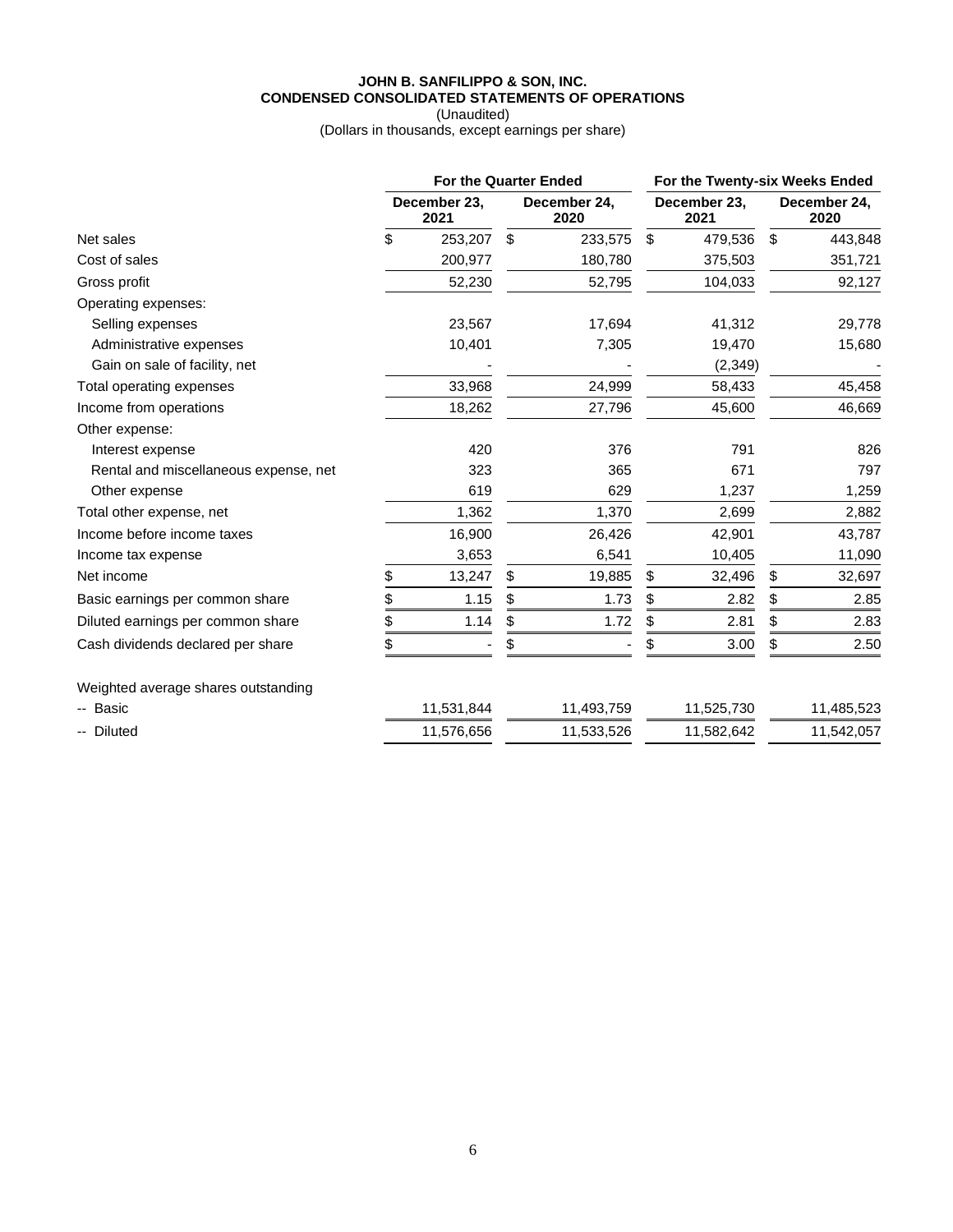**JOHN B. SANFILIPPO & SON, INC.**
**CONDENSED CONSOLIDATED STATEMENTS OF OPERATIONS**
(Unaudited)
(Dollars in thousands, except earnings per share)

| | For the Quarter Ended | | For the Twenty-six Weeks Ended | |
|---|---|---|---|---|
| | December 23, 2021 | December 24, 2020 | December 23, 2021 | December 24, 2020 |
| Net sales | $ 253,207 | $ 233,575 | $ 479,536 | $ 443,848 |
| Cost of sales | 200,977 | 180,780 | 375,503 | 351,721 |
| Gross profit | 52,230 | 52,795 | 104,033 | 92,127 |
| Operating expenses: | | | | |
| Selling expenses | 23,567 | 17,694 | 41,312 | 29,778 |
| Administrative expenses | 10,401 | 7,305 | 19,470 | 15,680 |
| Gain on sale of facility, net | - | - | (2,349) | - |
| Total operating expenses | 33,968 | 24,999 | 58,433 | 45,458 |
| Income from operations | 18,262 | 27,796 | 45,600 | 46,669 |
| Other expense: | | | | |
| Interest expense | 420 | 376 | 791 | 826 |
| Rental and miscellaneous expense, net | 323 | 365 | 671 | 797 |
| Other expense | 619 | 629 | 1,237 | 1,259 |
| Total other expense, net | 1,362 | 1,370 | 2,699 | 2,882 |
| Income before income taxes | 16,900 | 26,426 | 42,901 | 43,787 |
| Income tax expense | 3,653 | 6,541 | 10,405 | 11,090 |
| Net income | $ 13,247 | $ 19,885 | $ 32,496 | $ 32,697 |
| Basic earnings per common share | $ 1.15 | $ 1.73 | $ 2.82 | $ 2.85 |
| Diluted earnings per common share | $ 1.14 | $ 1.72 | $ 2.81 | $ 2.83 |
| Cash dividends declared per share | $ - | $ - | $ 3.00 | $ 2.50 |
| | | | | |
| Weighted average shares outstanding | | | | |
| -- Basic | 11,531,844 | 11,493,759 | 11,525,730 | 11,485,523 |
| -- Diluted | 11,576,656 | 11,533,526 | 11,582,642 | 11,542,057 |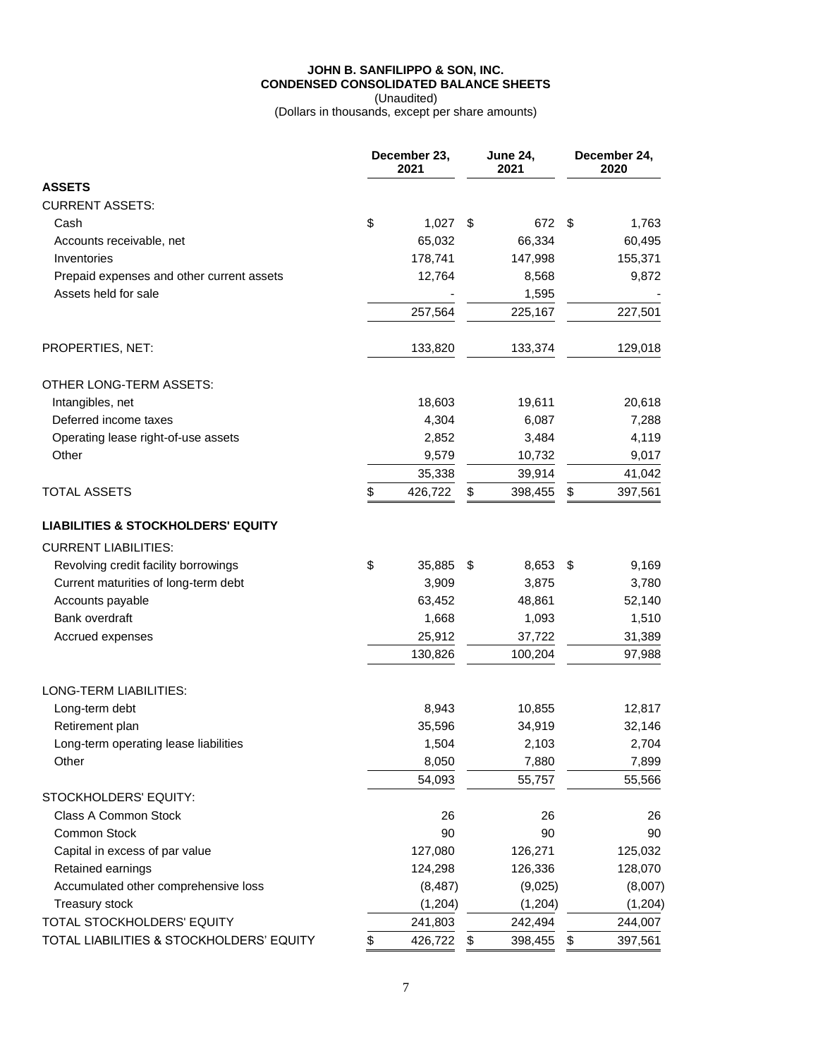**JOHN B. SANFILIPPO & SON, INC.**
**CONDENSED CONSOLIDATED BALANCE SHEETS**
(Unaudited)
(Dollars in thousands, except per share amounts)

| | December 23, 2021 | June 24, 2021 | December 24, 2020 |
|---|---|---|---|
| **ASSETS** | | | |
| CURRENT ASSETS: | | | |
| Cash | $ 1,027 | $ 672 | $ 1,763 |
| Accounts receivable, net | 65,032 | 66,334 | 60,495 |
| Inventories | 178,741 | 147,998 | 155,371 |
| Prepaid expenses and other current assets | 12,764 | 8,568 | 9,872 |
| Assets held for sale | - | 1,595 | - |
| | 257,564 | 225,167 | 227,501 |
| PROPERTIES, NET: | 133,820 | 133,374 | 129,018 |
| OTHER LONG-TERM ASSETS: | | | |
| Intangibles, net | 18,603 | 19,611 | 20,618 |
| Deferred income taxes | 4,304 | 6,087 | 7,288 |
| Operating lease right-of-use assets | 2,852 | 3,484 | 4,119 |
| Other | 9,579 | 10,732 | 9,017 |
| | 35,338 | 39,914 | 41,042 |
| TOTAL ASSETS | $ 426,722 | $ 398,455 | $ 397,561 |
| **LIABILITIES & STOCKHOLDERS' EQUITY** | | | |
| CURRENT LIABILITIES: | | | |
| Revolving credit facility borrowings | $ 35,885 | $ 8,653 | $ 9,169 |
| Current maturities of long-term debt | 3,909 | 3,875 | 3,780 |
| Accounts payable | 63,452 | 48,861 | 52,140 |
| Bank overdraft | 1,668 | 1,093 | 1,510 |
| Accrued expenses | 25,912 | 37,722 | 31,389 |
| | 130,826 | 100,204 | 97,988 |
| LONG-TERM LIABILITIES: | | | |
| Long-term debt | 8,943 | 10,855 | 12,817 |
| Retirement plan | 35,596 | 34,919 | 32,146 |
| Long-term operating lease liabilities | 1,504 | 2,103 | 2,704 |
| Other | 8,050 | 7,880 | 7,899 |
| | 54,093 | 55,757 | 55,566 |
| STOCKHOLDERS' EQUITY: | | | |
| Class A Common Stock | 26 | 26 | 26 |
| Common Stock | 90 | 90 | 90 |
| Capital in excess of par value | 127,080 | 126,271 | 125,032 |
| Retained earnings | 124,298 | 126,336 | 128,070 |
| Accumulated other comprehensive loss | (8,487) | (9,025) | (8,007) |
| Treasury stock | (1,204) | (1,204) | (1,204) |
| TOTAL STOCKHOLDERS' EQUITY | 241,803 | 242,494 | 244,007 |
| TOTAL LIABILITIES & STOCKHOLDERS' EQUITY | $ 426,722 | $ 398,455 | $ 397,561 |